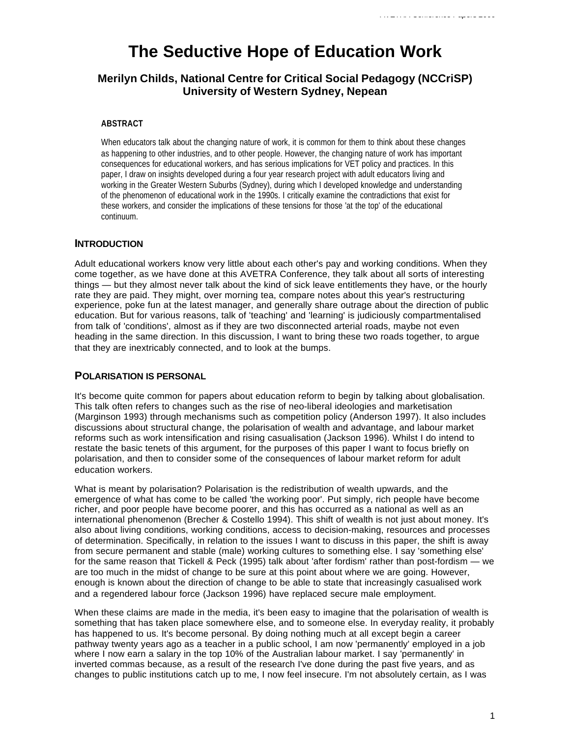# The Seductive Hope of Education Work

### Merilyn Childs, National Centre for Critical Social Pedagogy (NCCriSP) University of Western Sydney, Nepean

#### ABSTRACT

When educators talk about the changing nature of work, it is common for them to think about these changes as happening to other industries, and to other people. However, the changing nature of work has important consequences for educational workers, and has serious implications for VET policy and practices. In this paper, I draw on insights developed during a four year research project with adult educators living and working in the Greater Western Suburbs (Sydney), during which I developed knowledge and understanding of the phenomenon of educational work in the 1990s. I critically examine the contradictions that exist for these workers, and consider the implications of these tensions for those 'at the top' of the educational continuum.

## INTRODUCTION

Adult educational workers know very little about each other's pay and working conditions. When they come together, as we have done at this AVETRA Conference, they talk about all sorts of interesting things — but they almost never talk about the kind of sick leave entitlements they have, or the hourly rate they are paid. They might, over morning tea, compare notes about this year's restructuring experience, poke fun at the latest manager, and generally share outrage about the direction of public education. But for various reasons, talk of 'teaching' and 'learning' is judiciously compartmentalised from talk of 'conditions', almost as if they are two disconnected arterial roads, maybe not even heading in the same direction. In this discussion, I want to bring these two roads together, to argue that they are inextricably connected, and to look at the bumps.

## POLARISATION IS PERSONAL

It's become quite common for papers about education reform to begin by talking about globalisation. This talk often refers to changes such as the rise of neo-liberal ideologies and marketisation (Marginson 1993) through mechanisms such as competition policy (Anderson 1997). It also includes discussions about structural change, the polarisation of wealth and advantage, and labour market reforms such as work intensification and rising casualisation (Jackson 1996). Whilst I do intend to restate the basic tenets of this argument, for the purposes of this paper I want to focus briefly on polarisation, and then to consider some of the consequences of labour market reform for adult education workers.

What is meant by polarisation? Polarisation is the redistribution of wealth upwards, and the emergence of what has come to be called 'the working poor'. Put simply, rich people have become richer, and poor people have become poorer, and this has occurred as a national as well as an international phenomenon (Brecher & Costello 1994). This shift of wealth is not just about money. It's also about living conditions, working conditions, access to decision-making, resources and processes of determination. Specifically, in relation to the issues I want to discuss in this paper, the shift is away from secure permanent and stable (male) working cultures to something else. I say 'something else' for the same reason that Tickell & Peck (1995) talk about 'after fordism' rather than post-fordism — we are too much in the midst of change to be sure at this point about where we are going. However, enough is known about the direction of change to be able to state that increasingly casualised work and a regendered labour force (Jackson 1996) have replaced secure male employment.

When these claims are made in the media, it's been easy to imagine that the polarisation of wealth is something that has taken place somewhere else, and to someone else. In everyday reality, it probably has happened to us. It's become personal. By doing nothing much at all except begin a career pathway twenty years ago as a teacher in a public school, I am now 'permanently' employed in a job where I now earn a salary in the top 10% of the Australian labour market. I say 'permanently' in inverted commas because, as a result of the research I've done during the past five years, and as changes to public institutions catch up to me, I now feel insecure. I'm not absolutely certain, as I was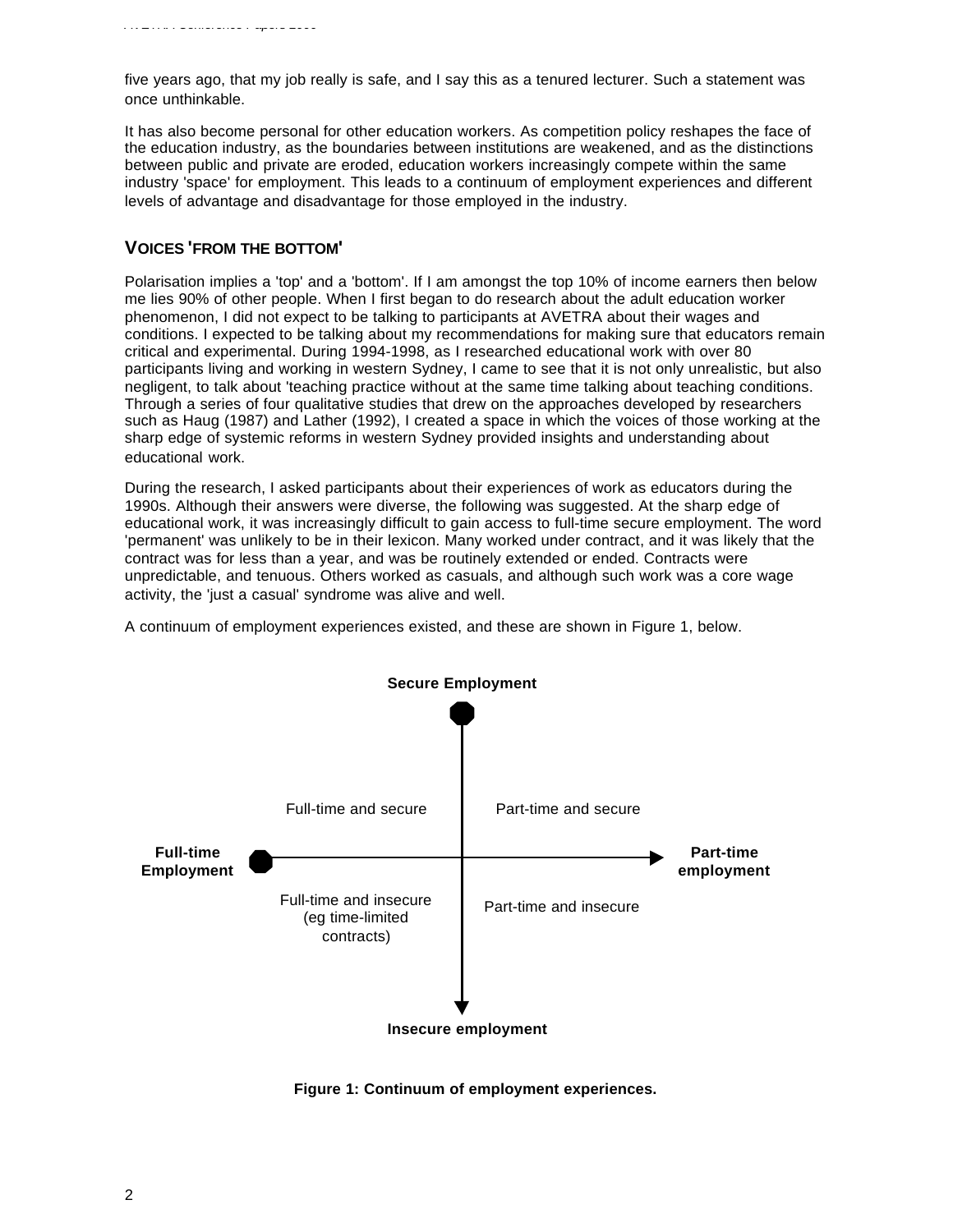five years ago, that my job really is safe, and I say this as a tenured lecturer. Such a statement was once unthinkable.

It has also become personal for other education workers. As competition policy reshapes the face of the education industry, as the boundaries between institutions are weakened, and as the distinctions between public and private are eroded, education workers increasingly compete within the same industry 'space' for employment. This leads to a continuum of employment experiences and different levels of advantage and disadvantage for those employed in the industry.

## VOICES 'FROM THE BOTTOM'

Polarisation implies a 'top' and a 'bottom'. If I am amongst the top 10% of income earners then below me lies 90% of other people. When I first began to do research about the adult education worker phenomenon, I did not expect to be talking to participants at AVETRA about their wages and conditions. I expected to be talking about my recommendations for making sure that educators remain critical and experimental. During 1994-1998, as I researched educational work with over 80 participants living and working in western Sydney, I came to see that it is not only unrealistic, but also negligent, to talk about 'teaching practice without at the same time talking about teaching conditions. Through a series of four qualitative studies that drew on the approaches developed by researchers such as Haug (1987) and Lather (1992), I created a space in which the voices of those working at the sharp edge of systemic reforms in western Sydney provided insights and understanding about educational work.

During the research, I asked participants about their experiences of work as educators during the 1990s. Although their answers were diverse, the following was suggested. At the sharp edge of educational work, it was increasingly difficult to gain access to full-time secure employment. The word 'permanent' was unlikely to be in their lexicon. Many worked under contract, and it was likely that the contract was for less than a year, and was be routinely extended or ended. Contracts were unpredictable, and tenuous. Others worked as casuals, and although such work was a core wage activity, the 'just a casual' syndrome was alive and well.

A continuum of employment experiences existed, and these are shown in Figure 1, below.

**Secure Employment**

| | Full-time Employment → Part-time employment | |
|---|---|---|
| **Secure** | Full-time and secure | Part-time and secure |
| **Insecure** | Full-time and insecure (eg time-limited contracts) | Part-time and insecure |

**Insecure employment**

**Figure 1: Continuum of employment experiences.**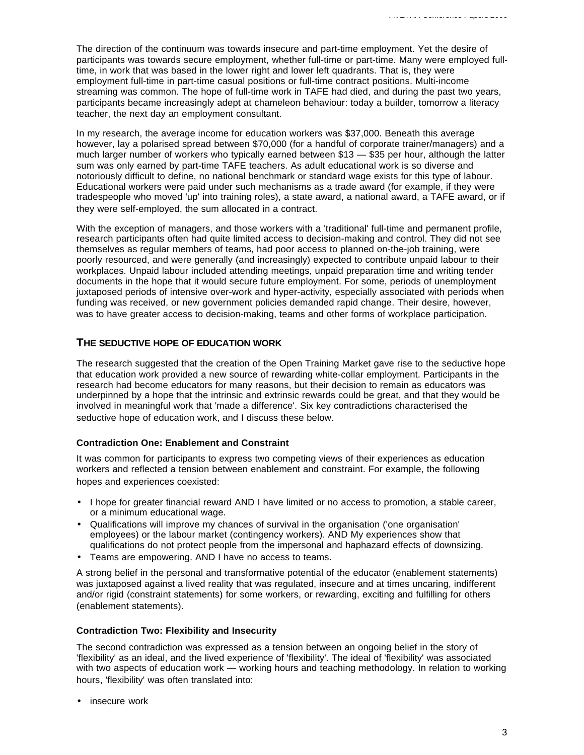The direction of the continuum was towards insecure and part-time employment. Yet the desire of participants was towards secure employment, whether full-time or part-time. Many were employed full-time, in work that was based in the lower right and lower left quadrants. That is, they were employment full-time in part-time casual positions or full-time contract positions. Multi-income streaming was common. The hope of full-time work in TAFE had died, and during the past two years, participants became increasingly adept at chameleon behaviour: today a builder, tomorrow a literacy teacher, the next day an employment consultant.

In my research, the average income for education workers was $37,000. Beneath this average however, lay a polarised spread between $70,000 (for a handful of corporate trainer/managers) and a much larger number of workers who typically earned between $13 — $35 per hour, although the latter sum was only earned by part-time TAFE teachers. As adult educational work is so diverse and notoriously difficult to define, no national benchmark or standard wage exists for this type of labour. Educational workers were paid under such mechanisms as a trade award (for example, if they were tradespeople who moved 'up' into training roles), a state award, a national award, a TAFE award, or if they were self-employed, the sum allocated in a contract.

With the exception of managers, and those workers with a 'traditional' full-time and permanent profile, research participants often had quite limited access to decision-making and control. They did not see themselves as regular members of teams, had poor access to planned on-the-job training, were poorly resourced, and were generally (and increasingly) expected to contribute unpaid labour to their workplaces. Unpaid labour included attending meetings, unpaid preparation time and writing tender documents in the hope that it would secure future employment. For some, periods of unemployment juxtaposed periods of intensive over-work and hyper-activity, especially associated with periods when funding was received, or new government policies demanded rapid change. Their desire, however, was to have greater access to decision-making, teams and other forms of workplace participation.

## THE SEDUCTIVE HOPE OF EDUCATION WORK

The research suggested that the creation of the Open Training Market gave rise to the seductive hope that education work provided a new source of rewarding white-collar employment. Participants in the research had become educators for many reasons, but their decision to remain as educators was underpinned by a hope that the intrinsic and extrinsic rewards could be great, and that they would be involved in meaningful work that 'made a difference'. Six key contradictions characterised the seductive hope of education work, and I discuss these below.

### Contradiction One: Enablement and Constraint

It was common for participants to express two competing views of their experiences as education workers and reflected a tension between enablement and constraint. For example, the following hopes and experiences coexisted:

- I hope for greater financial reward AND I have limited or no access to promotion, a stable career, or a minimum educational wage.
- Qualifications will improve my chances of survival in the organisation ('one organisation' employees) or the labour market (contingency workers). AND My experiences show that qualifications do not protect people from the impersonal and haphazard effects of downsizing.
- Teams are empowering. AND I have no access to teams.

A strong belief in the personal and transformative potential of the educator (enablement statements) was juxtaposed against a lived reality that was regulated, insecure and at times uncaring, indifferent and/or rigid (constraint statements) for some workers, or rewarding, exciting and fulfilling for others (enablement statements).

### Contradiction Two: Flexibility and Insecurity

The second contradiction was expressed as a tension between an ongoing belief in the story of 'flexibility' as an ideal, and the lived experience of 'flexibility'. The ideal of 'flexibility' was associated with two aspects of education work — working hours and teaching methodology. In relation to working hours, 'flexibility' was often translated into:

- insecure work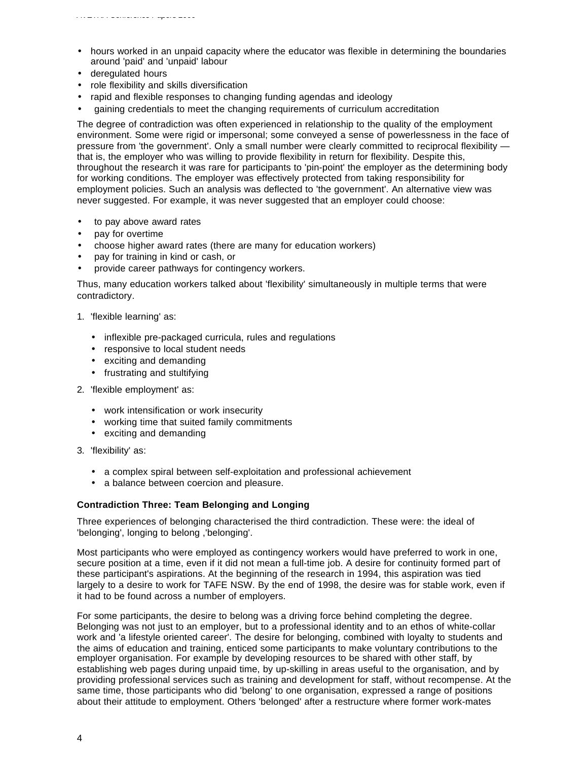- hours worked in an unpaid capacity where the educator was flexible in determining the boundaries around 'paid' and 'unpaid' labour
- deregulated hours
- role flexibility and skills diversification
- rapid and flexible responses to changing funding agendas and ideology
- gaining credentials to meet the changing requirements of curriculum accreditation

The degree of contradiction was often experienced in relationship to the quality of the employment environment. Some were rigid or impersonal; some conveyed a sense of powerlessness in the face of pressure from 'the government'. Only a small number were clearly committed to reciprocal flexibility — that is, the employer who was willing to provide flexibility in return for flexibility. Despite this, throughout the research it was rare for participants to 'pin-point' the employer as the determining body for working conditions. The employer was effectively protected from taking responsibility for employment policies. Such an analysis was deflected to 'the government'. An alternative view was never suggested. For example, it was never suggested that an employer could choose:

- to pay above award rates
- pay for overtime
- choose higher award rates (there are many for education workers)
- pay for training in kind or cash, or
- provide career pathways for contingency workers.

Thus, many education workers talked about 'flexibility' simultaneously in multiple terms that were contradictory.

1. 'flexible learning' as:
   - inflexible pre-packaged curricula, rules and regulations
   - responsive to local student needs
   - exciting and demanding
   - frustrating and stultifying
2. 'flexible employment' as:
   - work intensification or work insecurity
   - working time that suited family commitments
   - exciting and demanding
3. 'flexibility' as:
   - a complex spiral between self-exploitation and professional achievement
   - a balance between coercion and pleasure.

**Contradiction Three: Team Belonging and Longing**

Three experiences of belonging characterised the third contradiction. These were: the ideal of 'belonging', longing to belong ,'belonging'.

Most participants who were employed as contingency workers would have preferred to work in one, secure position at a time, even if it did not mean a full-time job. A desire for continuity formed part of these participant's aspirations. At the beginning of the research in 1994, this aspiration was tied largely to a desire to work for TAFE NSW. By the end of 1998, the desire was for stable work, even if it had to be found across a number of employers.

For some participants, the desire to belong was a driving force behind completing the degree. Belonging was not just to an employer, but to a professional identity and to an ethos of white-collar work and 'a lifestyle oriented career'. The desire for belonging, combined with loyalty to students and the aims of education and training, enticed some participants to make voluntary contributions to the employer organisation. For example by developing resources to be shared with other staff, by establishing web pages during unpaid time, by up-skilling in areas useful to the organisation, and by providing professional services such as training and development for staff, without recompense. At the same time, those participants who did 'belong' to one organisation, expressed a range of positions about their attitude to employment. Others 'belonged' after a restructure where former work-mates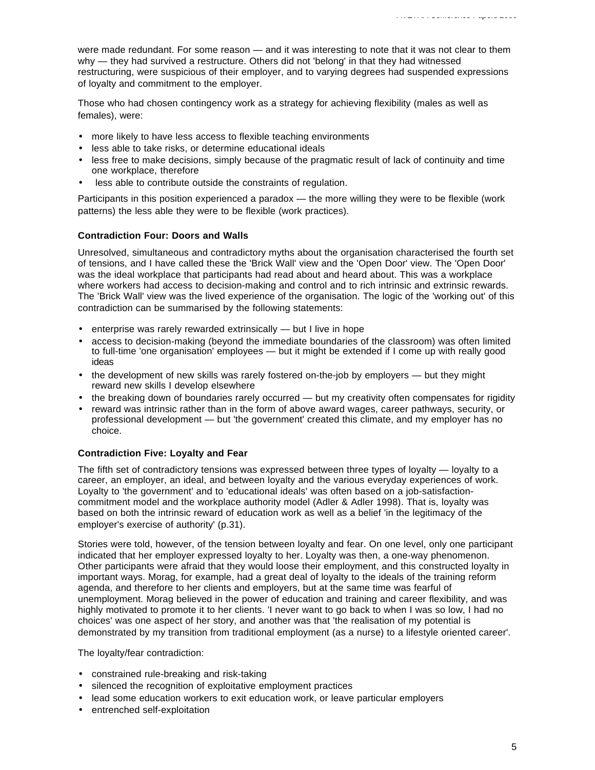were made redundant. For some reason — and it was interesting to note that it was not clear to them why — they had survived a restructure. Others did not 'belong' in that they had witnessed restructuring, were suspicious of their employer, and to varying degrees had suspended expressions of loyalty and commitment to the employer.

Those who had chosen contingency work as a strategy for achieving flexibility (males as well as females), were:

- more likely to have less access to flexible teaching environments
- less able to take risks, or determine educational ideals
- less free to make decisions, simply because of the pragmatic result of lack of continuity and time one workplace, therefore
- less able to contribute outside the constraints of regulation.

Participants in this position experienced a paradox — the more willing they were to be flexible (work patterns) the less able they were to be flexible (work practices).

**Contradiction Four: Doors and Walls**

Unresolved, simultaneous and contradictory myths about the organisation characterised the fourth set of tensions, and I have called these the 'Brick Wall' view and the 'Open Door' view. The 'Open Door' was the ideal workplace that participants had read about and heard about. This was a workplace where workers had access to decision-making and control and to rich intrinsic and extrinsic rewards. The 'Brick Wall' view was the lived experience of the organisation. The logic of the 'working out' of this contradiction can be summarised by the following statements:

- enterprise was rarely rewarded extrinsically — but I live in hope
- access to decision-making (beyond the immediate boundaries of the classroom) was often limited to full-time 'one organisation' employees — but it might be extended if I come up with really good ideas
- the development of new skills was rarely fostered on-the-job by employers — but they might reward new skills I develop elsewhere
- the breaking down of boundaries rarely occurred — but my creativity often compensates for rigidity
- reward was intrinsic rather than in the form of above award wages, career pathways, security, or professional development — but 'the government' created this climate, and my employer has no choice.

**Contradiction Five: Loyalty and Fear**

The fifth set of contradictory tensions was expressed between three types of loyalty — loyalty to a career, an employer, an ideal, and between loyalty and the various everyday experiences of work. Loyalty to 'the government' and to 'educational ideals' was often based on a job-satisfaction-commitment model and the workplace authority model (Adler & Adler 1998). That is, loyalty was based on both the intrinsic reward of education work as well as a belief 'in the legitimacy of the employer's exercise of authority' (p.31).

Stories were told, however, of the tension between loyalty and fear. On one level, only one participant indicated that her employer expressed loyalty to her. Loyalty was then, a one-way phenomenon. Other participants were afraid that they would loose their employment, and this constructed loyalty in important ways. Morag, for example, had a great deal of loyalty to the ideals of the training reform agenda, and therefore to her clients and employers, but at the same time was fearful of unemployment. Morag believed in the power of education and training and career flexibility, and was highly motivated to promote it to her clients. 'I never want to go back to when I was so low, I had no choices' was one aspect of her story, and another was that 'the realisation of my potential is demonstrated by my transition from traditional employment (as a nurse) to a lifestyle oriented career'.

The loyalty/fear contradiction:

- constrained rule-breaking and risk-taking
- silenced the recognition of exploitative employment practices
- lead some education workers to exit education work, or leave particular employers
- entrenched self-exploitation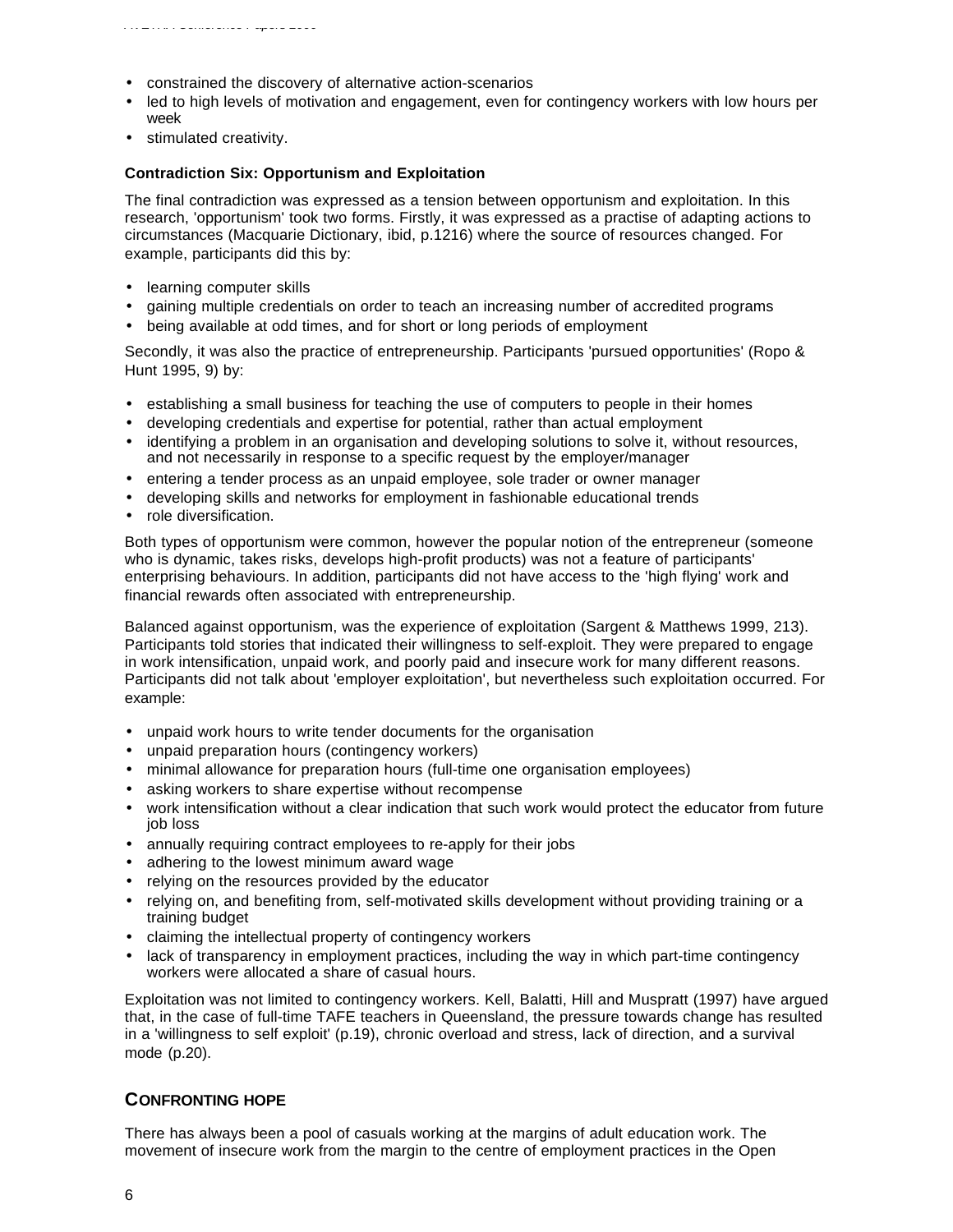- constrained the discovery of alternative action-scenarios
- led to high levels of motivation and engagement, even for contingency workers with low hours per week
- stimulated creativity.

**Contradiction Six: Opportunism and Exploitation**

The final contradiction was expressed as a tension between opportunism and exploitation. In this research, 'opportunism' took two forms. Firstly, it was expressed as a practise of adapting actions to circumstances (Macquarie Dictionary, ibid, p.1216) where the source of resources changed. For example, participants did this by:

- learning computer skills
- gaining multiple credentials on order to teach an increasing number of accredited programs
- being available at odd times, and for short or long periods of employment

Secondly, it was also the practice of entrepreneurship. Participants 'pursued opportunities' (Ropo & Hunt 1995, 9) by:

- establishing a small business for teaching the use of computers to people in their homes
- developing credentials and expertise for potential, rather than actual employment
- identifying a problem in an organisation and developing solutions to solve it, without resources, and not necessarily in response to a specific request by the employer/manager
- entering a tender process as an unpaid employee, sole trader or owner manager
- developing skills and networks for employment in fashionable educational trends
- role diversification.

Both types of opportunism were common, however the popular notion of the entrepreneur (someone who is dynamic, takes risks, develops high-profit products) was not a feature of participants' enterprising behaviours. In addition, participants did not have access to the 'high flying' work and financial rewards often associated with entrepreneurship.

Balanced against opportunism, was the experience of exploitation (Sargent & Matthews 1999, 213). Participants told stories that indicated their willingness to self-exploit. They were prepared to engage in work intensification, unpaid work, and poorly paid and insecure work for many different reasons. Participants did not talk about 'employer exploitation', but nevertheless such exploitation occurred. For example:

- unpaid work hours to write tender documents for the organisation
- unpaid preparation hours (contingency workers)
- minimal allowance for preparation hours (full-time one organisation employees)
- asking workers to share expertise without recompense
- work intensification without a clear indication that such work would protect the educator from future job loss
- annually requiring contract employees to re-apply for their jobs
- adhering to the lowest minimum award wage
- relying on the resources provided by the educator
- relying on, and benefiting from, self-motivated skills development without providing training or a training budget
- claiming the intellectual property of contingency workers
- lack of transparency in employment practices, including the way in which part-time contingency workers were allocated a share of casual hours.

Exploitation was not limited to contingency workers. Kell, Balatti, Hill and Muspratt (1997) have argued that, in the case of full-time TAFE teachers in Queensland, the pressure towards change has resulted in a 'willingness to self exploit' (p.19), chronic overload and stress, lack of direction, and a survival mode (p.20).

## CONFRONTING HOPE

There has always been a pool of casuals working at the margins of adult education work. The movement of insecure work from the margin to the centre of employment practices in the Open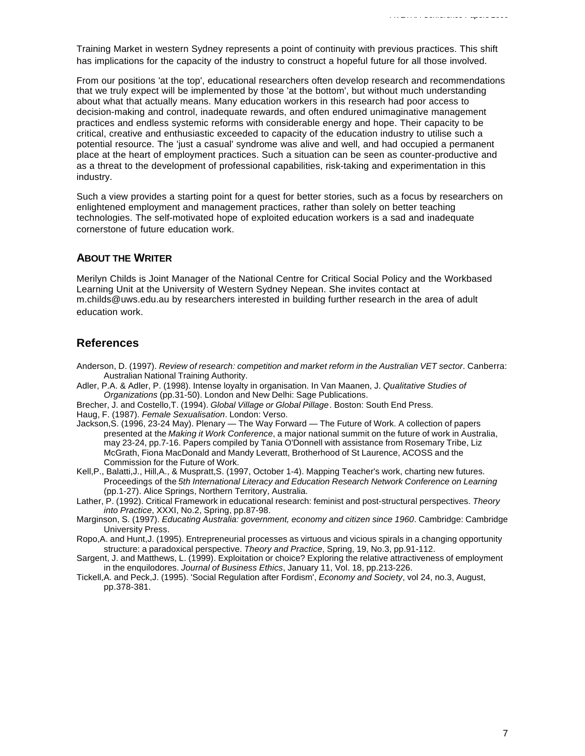Training Market in western Sydney represents a point of continuity with previous practices. This shift has implications for the capacity of the industry to construct a hopeful future for all those involved.

From our positions 'at the top', educational researchers often develop research and recommendations that we truly expect will be implemented by those 'at the bottom', but without much understanding about what that actually means. Many education workers in this research had poor access to decision-making and control, inadequate rewards, and often endured unimaginative management practices and endless systemic reforms with considerable energy and hope. Their capacity to be critical, creative and enthusiastic exceeded to capacity of the education industry to utilise such a potential resource. The 'just a casual' syndrome was alive and well, and had occupied a permanent place at the heart of employment practices. Such a situation can be seen as counter-productive and as a threat to the development of professional capabilities, risk-taking and experimentation in this industry.

Such a view provides a starting point for a quest for better stories, such as a focus by researchers on enlightened employment and management practices, rather than solely on better teaching technologies. The self-motivated hope of exploited education workers is a sad and inadequate cornerstone of future education work.

### About the Writer

Merilyn Childs is Joint Manager of the National Centre for Critical Social Policy and the Workbased Learning Unit at the University of Western Sydney Nepean. She invites contact at m.childs@uws.edu.au by researchers interested in building further research in the area of adult education work.

## References

Anderson, D. (1997). *Review of research: competition and market reform in the Australian VET sector*. Canberra: Australian National Training Authority.

Adler, P.A. & Adler, P. (1998). Intense loyalty in organisation. In Van Maanen, J. *Qualitative Studies of Organizations* (pp.31-50). London and New Delhi: Sage Publications.

Brecher, J. and Costello,T. (1994). *Global Village or Global Pillage*. Boston: South End Press.

Haug, F. (1987). *Female Sexualisation*. London: Verso.

Jackson,S. (1996, 23-24 May). Plenary — The Way Forward — The Future of Work. A collection of papers presented at the *Making it Work Conference*, a major national summit on the future of work in Australia, may 23-24, pp.7-16. Papers compiled by Tania O'Donnell with assistance from Rosemary Tribe, Liz McGrath, Fiona MacDonald and Mandy Leveratt, Brotherhood of St Laurence, ACOSS and the Commission for the Future of Work.

Kell,P., Balatti,J., Hill,A., & Muspratt,S. (1997, October 1-4). Mapping Teacher's work, charting new futures. Proceedings of the *5th International Literacy and Education Research Network Conference on Learning* (pp.1-27). Alice Springs, Northern Territory, Australia.

Lather, P. (1992). Critical Framework in educational research: feminist and post-structural perspectives. *Theory into Practice*, XXXI, No.2, Spring, pp.87-98.

Marginson, S. (1997). *Educating Australia: government, economy and citizen since 1960*. Cambridge: Cambridge University Press.

Ropo,A. and Hunt,J. (1995). Entrepreneurial processes as virtuous and vicious spirals in a changing opportunity structure: a paradoxical perspective. *Theory and Practice*, Spring, 19, No.3, pp.91-112.

Sargent, J. and Matthews, L. (1999). Exploitation or choice? Exploring the relative attractiveness of employment in the enquilodores. *Journal of Business Ethics*, January 11, Vol. 18, pp.213-226.

Tickell,A. and Peck,J. (1995). 'Social Regulation after Fordism', *Economy and Society*, vol 24, no.3, August, pp.378-381.